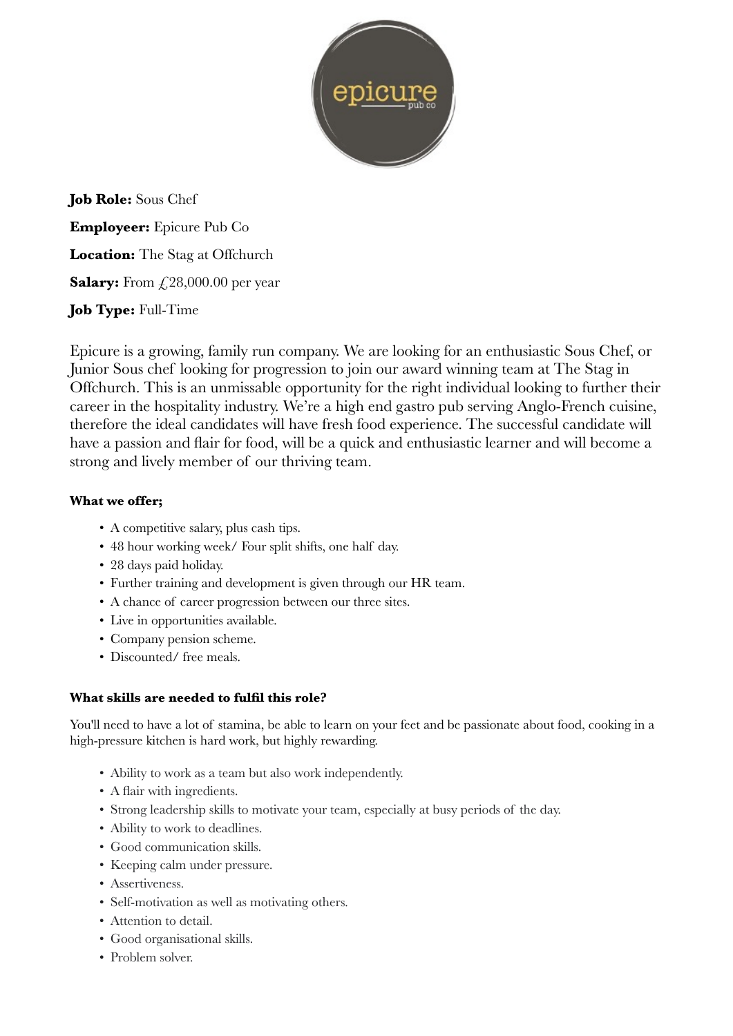**Job Role:** Sous Chef

**Employeer:** Epicure Pub Co

**Location:** The Stag at Offchurch

**Salary:** From £28,000.00 per year

**Job Type:** Full-Time

Epicure is a growing, family run company. We are looking for an enthusiastic Sous Chef, or Junior Sous chef looking for progression to join our award winning team at The Stag in Offchurch. This is an unmissable opportunity for the right individual looking to further their career in the hospitality industry. We're a high end gastro pub serving Anglo-French cuisine, therefore the ideal candidates will have fresh food experience. The successful candidate will have a passion and flair for food, will be a quick and enthusiastic learner and will become a strong and lively member of our thriving team.

**What we offer;**

- A competitive salary, plus cash tips.
- 48 hour working week/ Four split shifts, one half day.
- 28 days paid holiday.
- Further training and development is given through our HR team.
- A chance of career progression between our three sites.
- Live in opportunities available.
- Company pension scheme.
- Discounted/ free meals.

**What skills are needed to fulfil this role?**

You'll need to have a lot of stamina, be able to learn on your feet and be passionate about food, cooking in a high-pressure kitchen is hard work, but highly rewarding.

- Ability to work as a team but also work independently.
- A flair with ingredients.
- Strong leadership skills to motivate your team, especially at busy periods of the day.
- Ability to work to deadlines.
- Good communication skills.
- Keeping calm under pressure.
- Assertiveness.
- Self-motivation as well as motivating others.
- Attention to detail.
- Good organisational skills.
- Problem solver.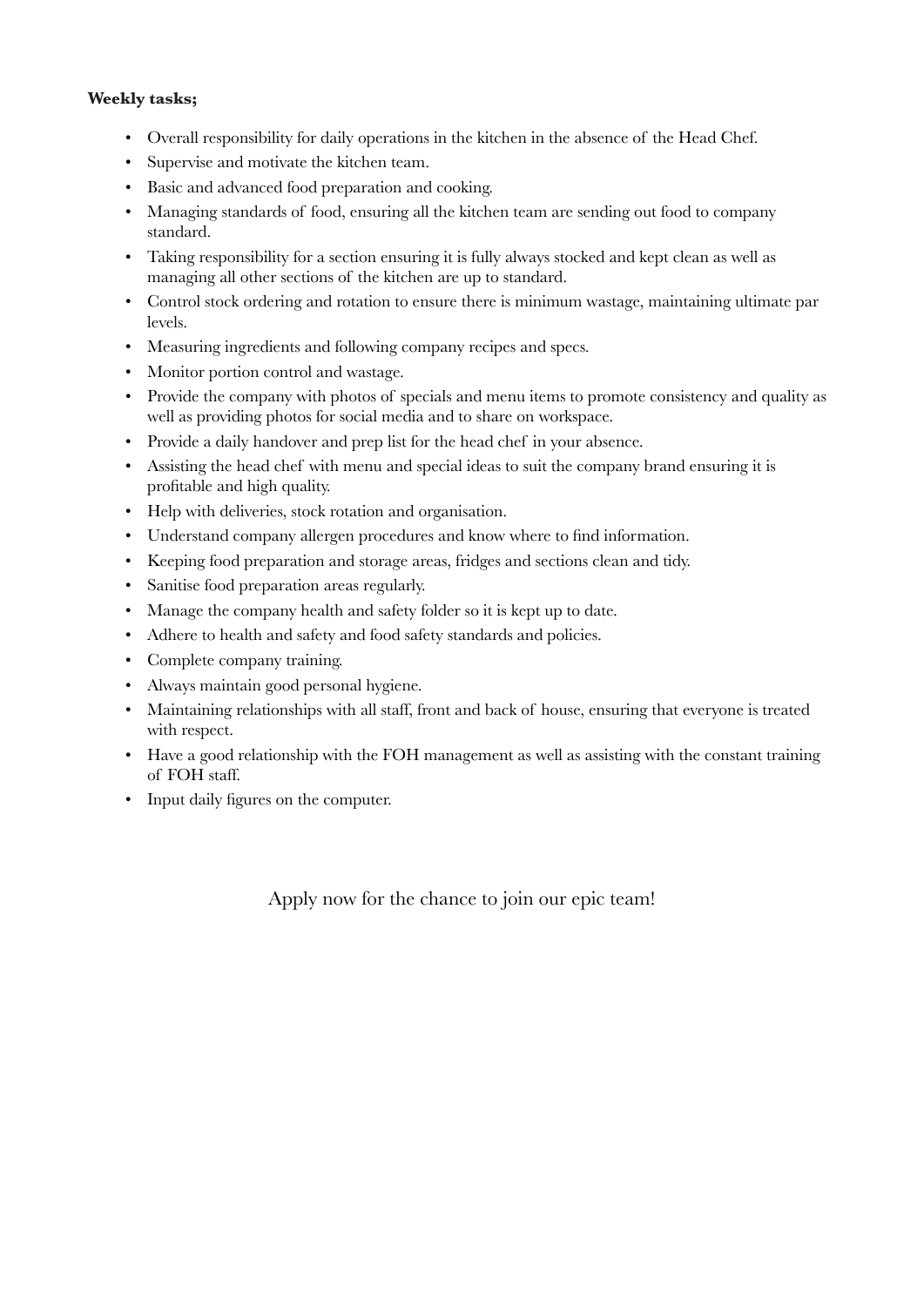**Weekly tasks;**

- Overall responsibility for daily operations in the kitchen in the absence of the Head Chef.
- Supervise and motivate the kitchen team.
- Basic and advanced food preparation and cooking.
- Managing standards of food, ensuring all the kitchen team are sending out food to company standard.
- Taking responsibility for a section ensuring it is fully always stocked and kept clean as well as managing all other sections of the kitchen are up to standard.
- Control stock ordering and rotation to ensure there is minimum wastage, maintaining ultimate par levels.
- Measuring ingredients and following company recipes and specs.
- Monitor portion control and wastage.
- Provide the company with photos of specials and menu items to promote consistency and quality as well as providing photos for social media and to share on workspace.
- Provide a daily handover and prep list for the head chef in your absence.
- Assisting the head chef with menu and special ideas to suit the company brand ensuring it is profitable and high quality.
- Help with deliveries, stock rotation and organisation.
- Understand company allergen procedures and know where to find information.
- Keeping food preparation and storage areas, fridges and sections clean and tidy.
- Sanitise food preparation areas regularly.
- Manage the company health and safety folder so it is kept up to date.
- Adhere to health and safety and food safety standards and policies.
- Complete company training.
- Always maintain good personal hygiene.
- Maintaining relationships with all staff, front and back of house, ensuring that everyone is treated with respect.
- Have a good relationship with the FOH management as well as assisting with the constant training of FOH staff.
- Input daily figures on the computer.

Apply now for the chance to join our epic team!